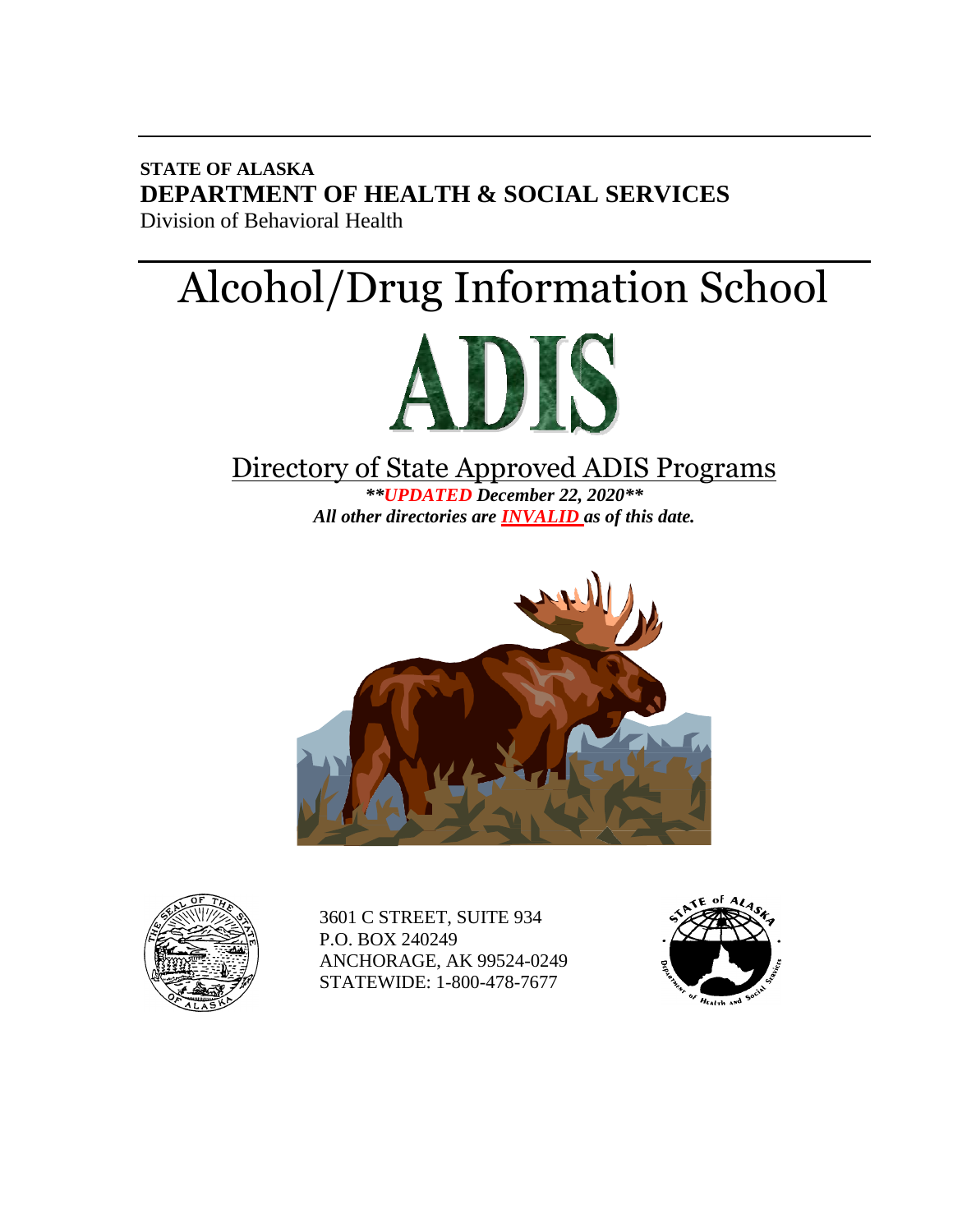**STATE OF ALASKA**
**DEPARTMENT OF HEALTH & SOCIAL SERVICES**
Division of Behavioral Health

# Alcohol/Drug Information School

# ADIS

## Directory of State Approved ADIS Programs

***UPDATED December 22, 2020***
***All other directories are INVALID as of this date.***

3601 C STREET, SUITE 934
P.O. BOX 240249
ANCHORAGE, AK 99524-0249
STATEWIDE: 1-800-478-7677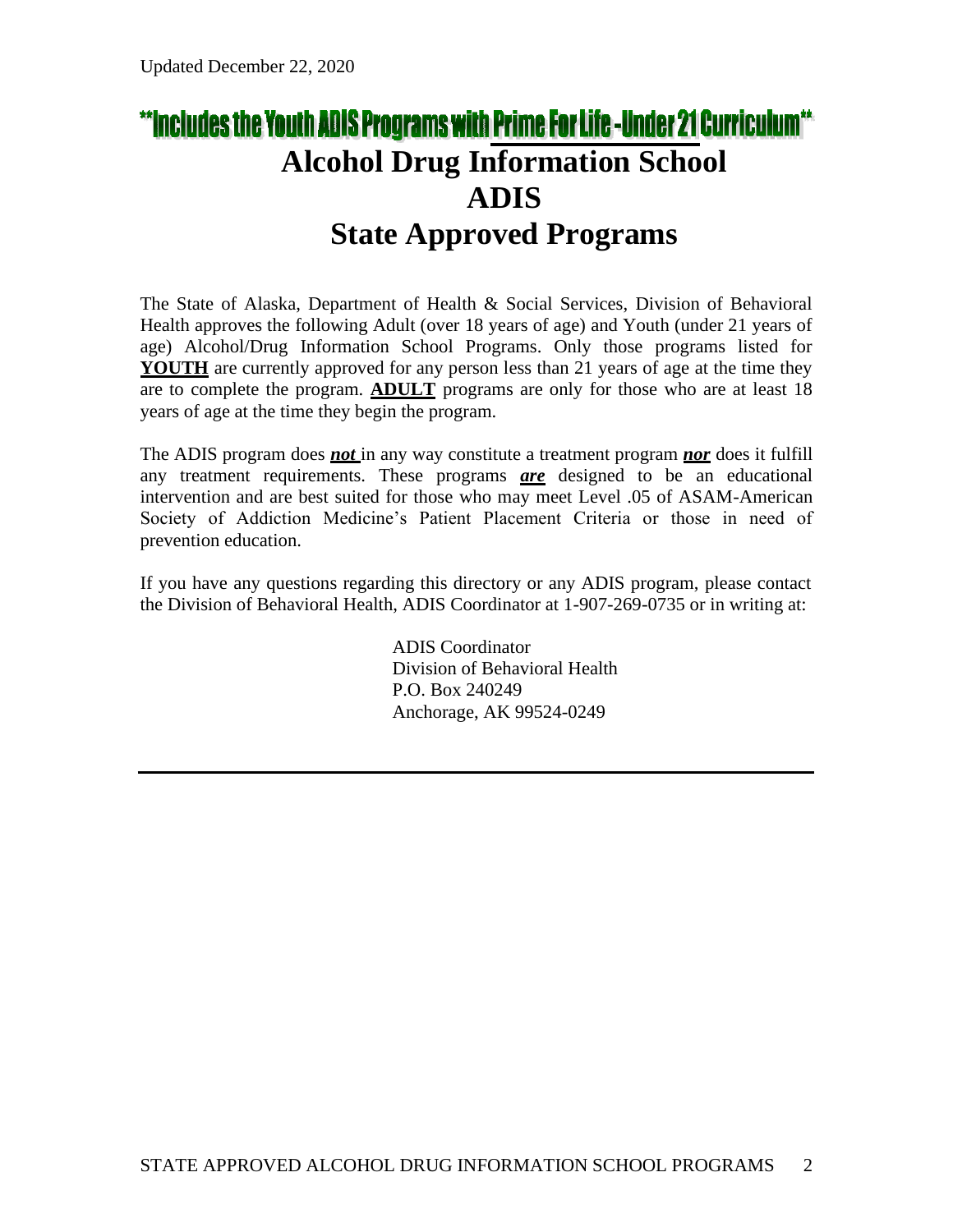Updated December 22, 2020

**\*\*Includes the Youth ADIS Programs with Prime For Life -Under 21 Curriculum\*\***

# Alcohol Drug Information School
# ADIS
# State Approved Programs

The State of Alaska, Department of Health & Social Services, Division of Behavioral Health approves the following Adult (over 18 years of age) and Youth (under 21 years of age) Alcohol/Drug Information School Programs. Only those programs listed for **YOUTH** are currently approved for any person less than 21 years of age at the time they are to complete the program. **ADULT** programs are only for those who are at least 18 years of age at the time they begin the program.

The ADIS program does ***not*** in any way constitute a treatment program ***nor*** does it fulfill any treatment requirements. These programs ***are*** designed to be an educational intervention and are best suited for those who may meet Level .05 of ASAM-American Society of Addiction Medicine's Patient Placement Criteria or those in need of prevention education.

If you have any questions regarding this directory or any ADIS program, please contact the Division of Behavioral Health, ADIS Coordinator at 1-907-269-0735 or in writing at:

ADIS Coordinator
Division of Behavioral Health
P.O. Box 240249
Anchorage, AK 99524-0249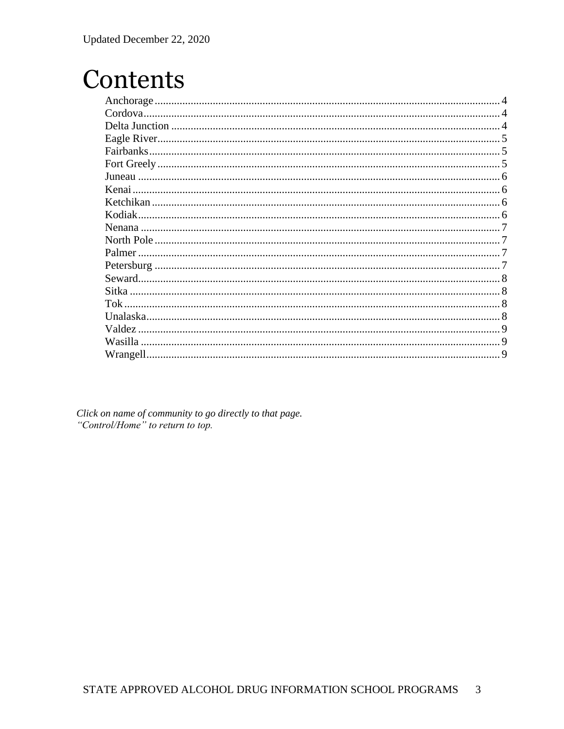Updated December 22, 2020

# Contents

- Anchorage 4
- Cordova 4
- Delta Junction 4
- Eagle River 5
- Fairbanks 5
- Fort Greely 5
- Juneau 6
- Kenai 6
- Ketchikan 6
- Kodiak 6
- Nenana 7
- North Pole 7
- Palmer 7
- Petersburg 7
- Seward 8
- Sitka 8
- Tok 8
- Unalaska 8
- Valdez 9
- Wasilla 9
- Wrangell 9

*Click on name of community to go directly to that page.*
*"Control/Home" to return to top.*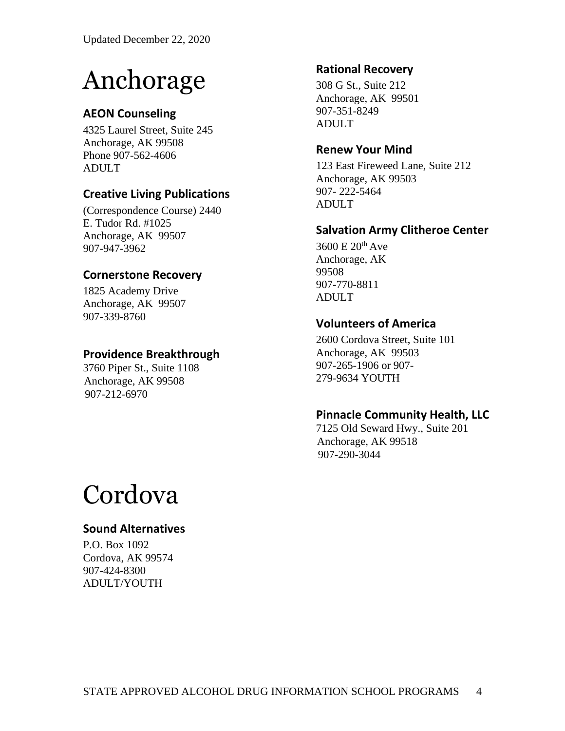Updated December 22, 2020

# Anchorage

### AEON Counseling

4325 Laurel Street, Suite 245
Anchorage, AK 99508
Phone 907-562-4606
ADULT

### Creative Living Publications

(Correspondence Course) 2440 E. Tudor Rd. #1025
Anchorage, AK 99507
907-947-3962

### Cornerstone Recovery

1825 Academy Drive
Anchorage, AK 99507
907-339-8760

### Providence Breakthrough

3760 Piper St., Suite 1108
Anchorage, AK 99508
907-212-6970

### Rational Recovery

308 G St., Suite 212
Anchorage, AK 99501
907-351-8249
ADULT

### Renew Your Mind

123 East Fireweed Lane, Suite 212
Anchorage, AK 99503
907- 222-5464
ADULT

### Salvation Army Clitheroe Center

3600 E 20th Ave
Anchorage, AK
99508
907-770-8811
ADULT

### Volunteers of America

2600 Cordova Street, Suite 101
Anchorage, AK 99503
907-265-1906 or 907-279-9634 YOUTH

### Pinnacle Community Health, LLC

7125 Old Seward Hwy., Suite 201
Anchorage, AK 99518
907-290-3044

# Cordova

### Sound Alternatives

P.O. Box 1092
Cordova, AK 99574
907-424-8300
ADULT/YOUTH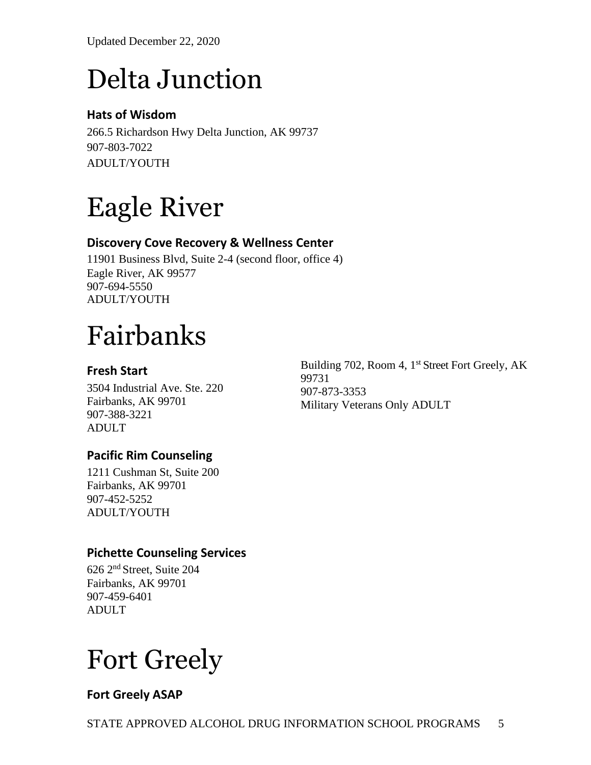# Delta Junction

### Hats of Wisdom

266.5 Richardson Hwy Delta Junction, AK 99737
907-803-7022
ADULT/YOUTH

# Eagle River

### Discovery Cove Recovery & Wellness Center

11901 Business Blvd, Suite 2-4 (second floor, office 4)
Eagle River, AK 99577
907-694-5550
ADULT/YOUTH

# Fairbanks

### Fresh Start

3504 Industrial Ave. Ste. 220
Fairbanks, AK 99701
907-388-3221
ADULT

### Pacific Rim Counseling

1211 Cushman St, Suite 200
Fairbanks, AK 99701
907-452-5252
ADULT/YOUTH

### Pichette Counseling Services

626 2nd Street, Suite 204
Fairbanks, AK 99701
907-459-6401
ADULT

# Fort Greely

### Fort Greely ASAP

Building 702, Room 4, 1st Street Fort Greely, AK 99731
907-873-3353
Military Veterans Only ADULT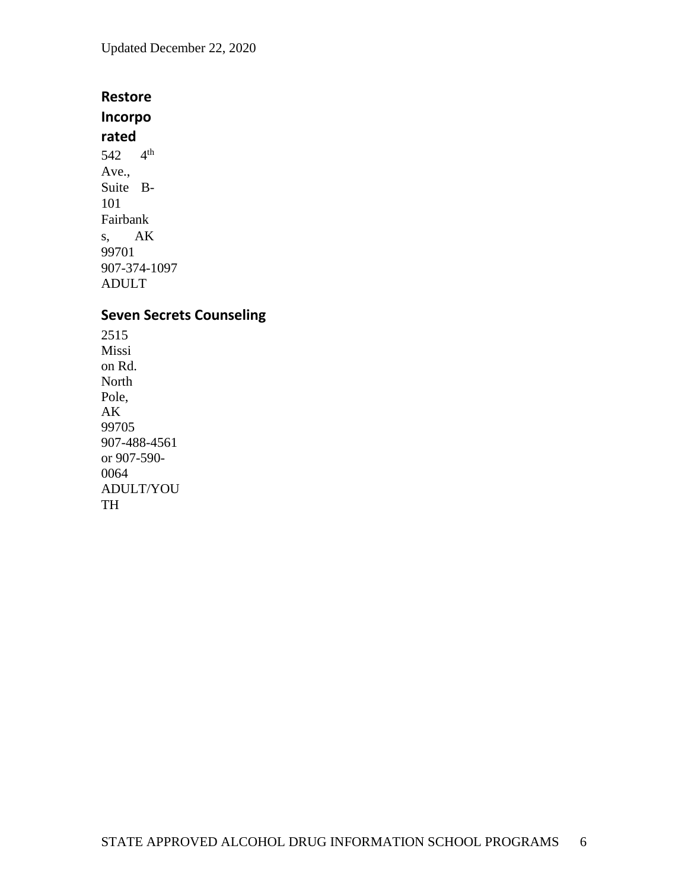## Restore Incorporated

542 4th Ave., Suite B-101
Fairbanks, AK 99701
907-374-1097
ADULT

## Seven Secrets Counseling

2515 Mission Rd.
North Pole, AK 99705
907-488-4561 or 907-590-0064
ADULT/YOUTH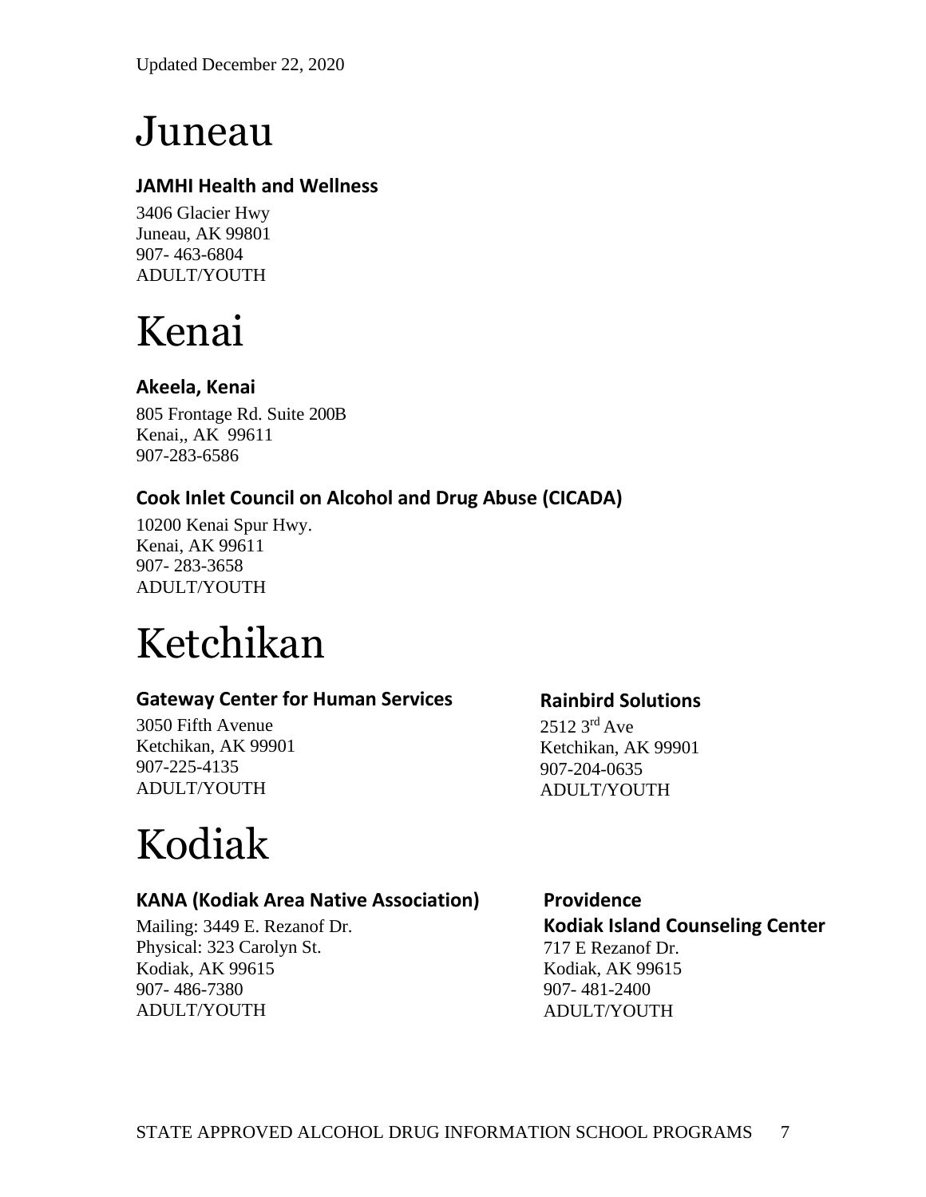Updated December 22, 2020

# Juneau

### JAMHI Health and Wellness

3406 Glacier Hwy
Juneau, AK 99801
907- 463-6804
ADULT/YOUTH

# Kenai

### Akeela, Kenai

805 Frontage Rd. Suite 200B
Kenai,, AK 99611
907-283-6586

### Cook Inlet Council on Alcohol and Drug Abuse (CICADA)

10200 Kenai Spur Hwy.
Kenai, AK 99611
907- 283-3658
ADULT/YOUTH

# Ketchikan

### Gateway Center for Human Services

3050 Fifth Avenue
Ketchikan, AK 99901
907-225-4135
ADULT/YOUTH

### Rainbird Solutions

2512 3rd Ave
Ketchikan, AK 99901
907-204-0635
ADULT/YOUTH

# Kodiak

### KANA (Kodiak Area Native Association)

Mailing: 3449 E. Rezanof Dr.
Physical: 323 Carolyn St.
Kodiak, AK 99615
907- 486-7380
ADULT/YOUTH

### Providence
### Kodiak Island Counseling Center

717 E Rezanof Dr.
Kodiak, AK 99615
907- 481-2400
ADULT/YOUTH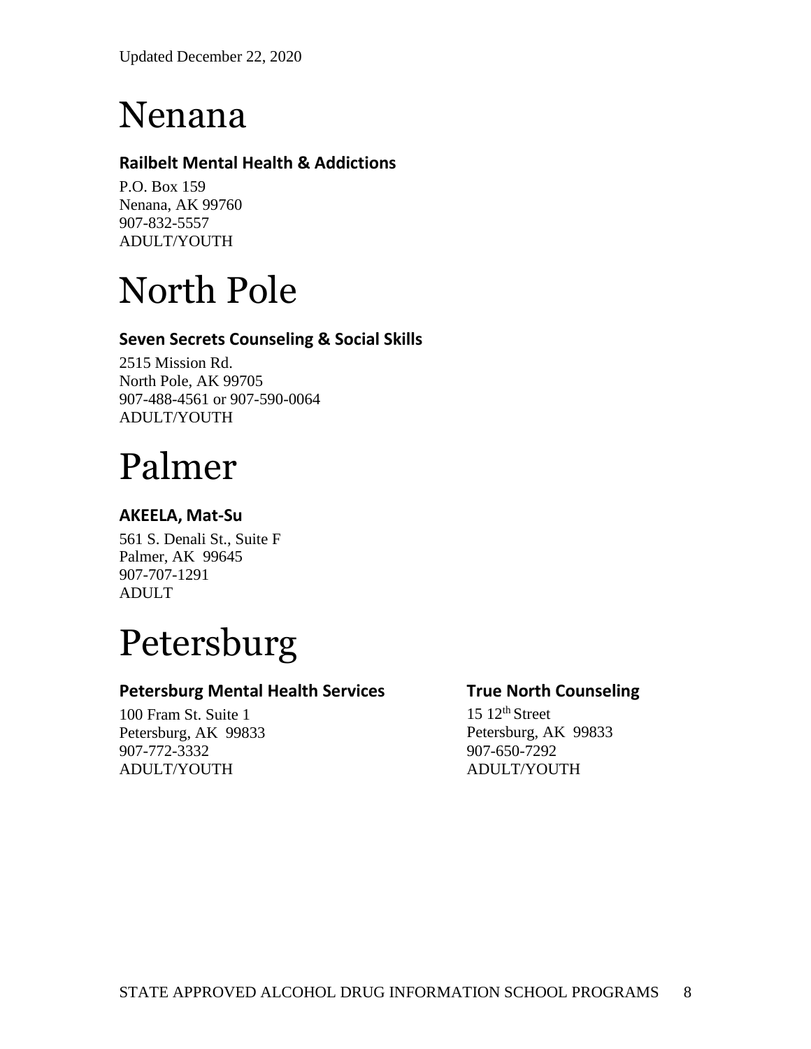# Nenana

### Railbelt Mental Health & Addictions

P.O. Box 159
Nenana, AK 99760
907-832-5557
ADULT/YOUTH

# North Pole

### Seven Secrets Counseling & Social Skills

2515 Mission Rd.
North Pole, AK 99705
907-488-4561 or 907-590-0064
ADULT/YOUTH

# Palmer

### AKEELA, Mat-Su

561 S. Denali St., Suite F
Palmer, AK 99645
907-707-1291
ADULT

# Petersburg

### Petersburg Mental Health Services

100 Fram St. Suite 1
Petersburg, AK 99833
907-772-3332
ADULT/YOUTH

### True North Counseling

15 12th Street
Petersburg, AK 99833
907-650-7292
ADULT/YOUTH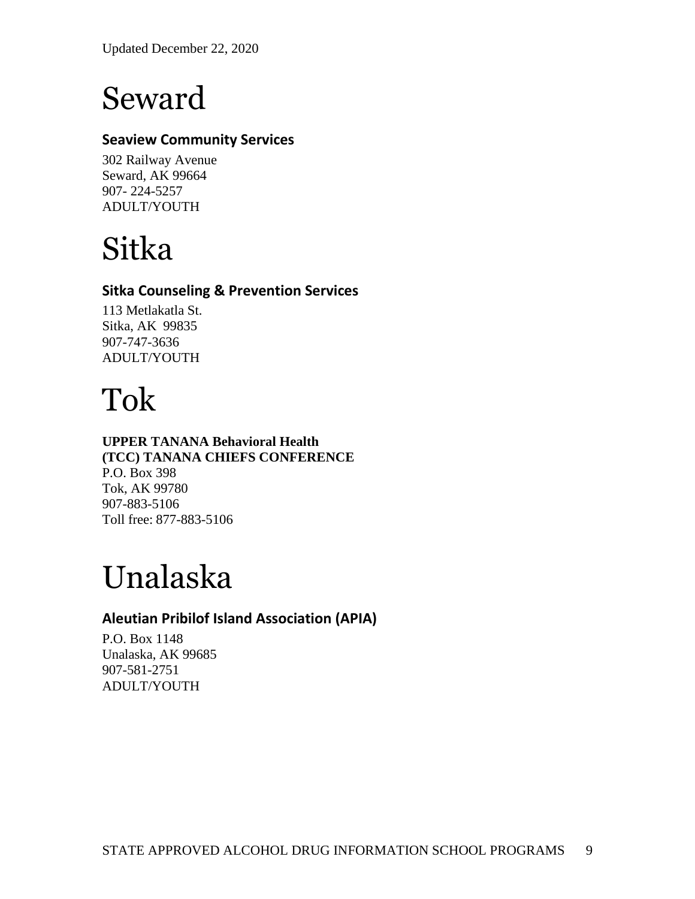Updated December 22, 2020

# Seward

### Seaview Community Services

302 Railway Avenue
Seward, AK 99664
907- 224-5257
ADULT/YOUTH

# Sitka

### Sitka Counseling & Prevention Services

113 Metlakatla St.
Sitka, AK 99835
907-747-3636
ADULT/YOUTH

# Tok

**UPPER TANANA Behavioral Health**
**(TCC) TANANA CHIEFS CONFERENCE**
P.O. Box 398
Tok, AK 99780
907-883-5106
Toll free: 877-883-5106

# Unalaska

### Aleutian Pribilof Island Association (APIA)

P.O. Box 1148
Unalaska, AK 99685
907-581-2751
ADULT/YOUTH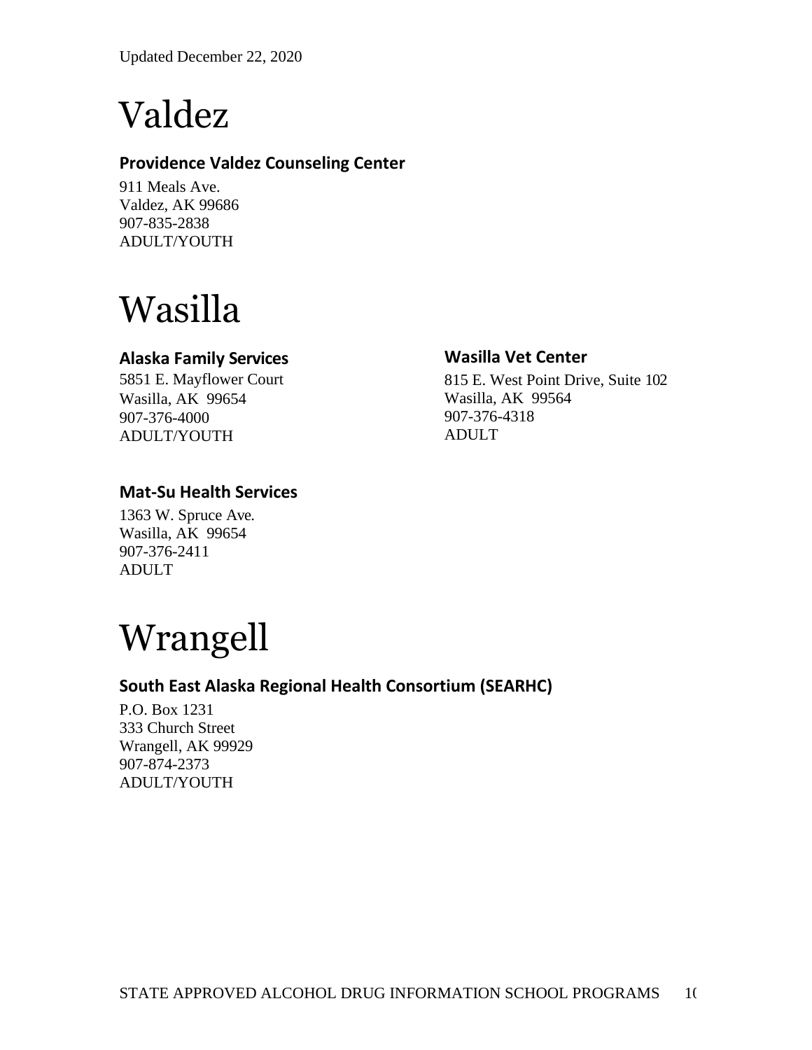# Valdez

### Providence Valdez Counseling Center

911 Meals Ave.
Valdez, AK 99686
907-835-2838
ADULT/YOUTH

# Wasilla

### Alaska Family Services

5851 E. Mayflower Court
Wasilla, AK 99654
907-376-4000
ADULT/YOUTH

### Wasilla Vet Center

815 E. West Point Drive, Suite 102
Wasilla, AK 99564
907-376-4318
ADULT

### Mat-Su Health Services

1363 W. Spruce Ave.
Wasilla, AK 99654
907-376-2411
ADULT

# Wrangell

### South East Alaska Regional Health Consortium (SEARHC)

P.O. Box 1231
333 Church Street
Wrangell, AK 99929
907-874-2373
ADULT/YOUTH